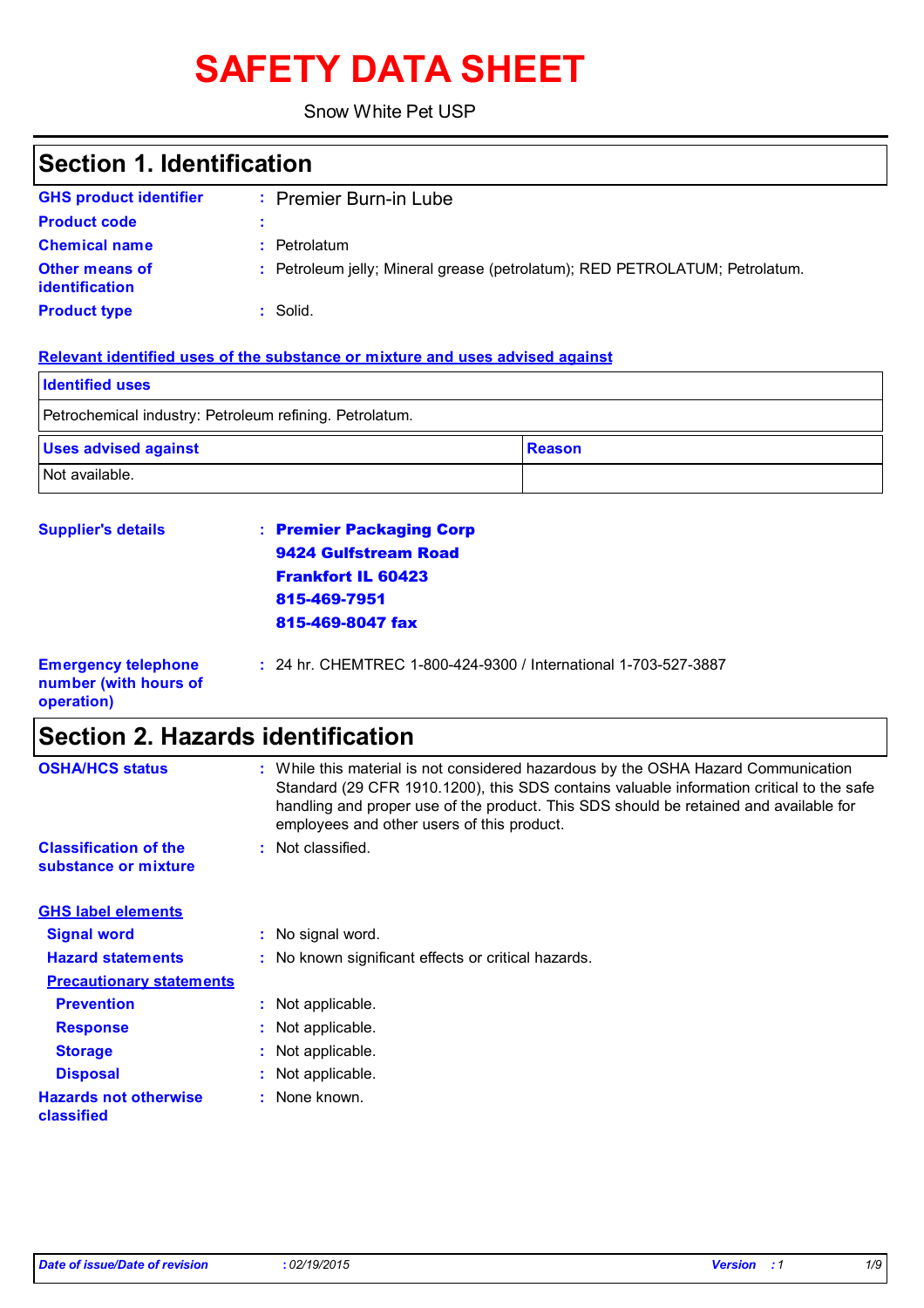# SAFETY DATA SHEET

Snow White Pet USP

## Section 1. Identification

**GHS product identifier** : Premier Burn-in Lube

**Product code** :

**Chemical name** : Petrolatum

**Other means of identification** : Petroleum jelly; Mineral grease (petrolatum); RED PETROLATUM; Petrolatum.

**Product type** : Solid.

**Relevant identified uses of the substance or mixture and uses advised against**

| Identified uses | |
|---|---|
| Petrochemical industry: Petroleum refining. Petrolatum. | |

| Uses advised against | Reason |
|---|---|
| Not available. | |

**Supplier's details** : **Premier Packaging Corp**
**9424 Gulfstream Road**
**Frankfort IL 60423**
**815-469-7951**
**815-469-8047 fax**

**Emergency telephone number (with hours of operation)** : 24 hr. CHEMTREC 1-800-424-9300 / International 1-703-527-3887

## Section 2. Hazards identification

**OSHA/HCS status** : While this material is not considered hazardous by the OSHA Hazard Communication Standard (29 CFR 1910.1200), this SDS contains valuable information critical to the safe handling and proper use of the product. This SDS should be retained and available for employees and other users of this product.

**Classification of the substance or mixture** : Not classified.

**GHS label elements**

**Signal word** : No signal word.

**Hazard statements** : No known significant effects or critical hazards.

**Precautionary statements**

**Prevention** : Not applicable.

**Response** : Not applicable.

**Storage** : Not applicable.

**Disposal** : Not applicable.

**Hazards not otherwise classified** : None known.

*Date of issue/Date of revision* : *02/19/2015* *Version* : *1*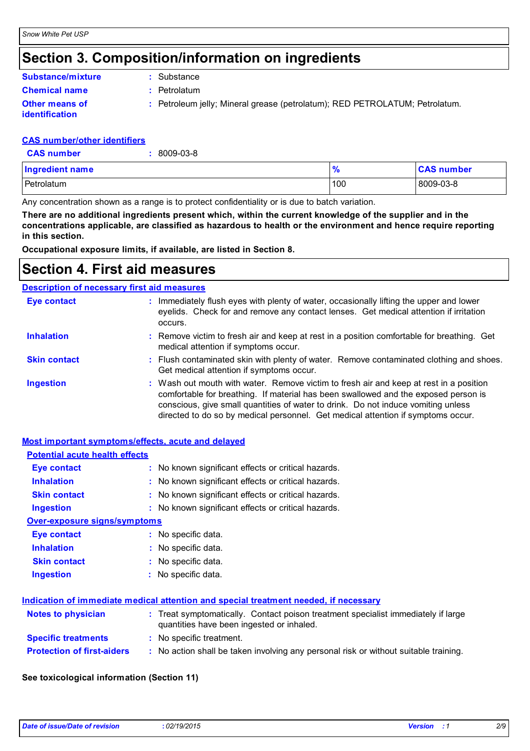# Section 3. Composition/information on ingredients

**Substance/mixture** : Substance

**Chemical name** : Petrolatum

**Other means of identification** : Petroleum jelly; Mineral grease (petrolatum); RED PETROLATUM; Petrolatum.

**CAS number/other identifiers**

**CAS number** : 8009-03-8

| Ingredient name | % | CAS number |
|---|---|---|
| Petrolatum | 100 | 8009-03-8 |

Any concentration shown as a range is to protect confidentiality or is due to batch variation.

**There are no additional ingredients present which, within the current knowledge of the supplier and in the concentrations applicable, are classified as hazardous to health or the environment and hence require reporting in this section.**

**Occupational exposure limits, if available, are listed in Section 8.**

# Section 4. First aid measures

**Description of necessary first aid measures**

**Eye contact** : Immediately flush eyes with plenty of water, occasionally lifting the upper and lower eyelids. Check for and remove any contact lenses. Get medical attention if irritation occurs.

**Inhalation** : Remove victim to fresh air and keep at rest in a position comfortable for breathing. Get medical attention if symptoms occur.

**Skin contact** : Flush contaminated skin with plenty of water. Remove contaminated clothing and shoes. Get medical attention if symptoms occur.

**Ingestion** : Wash out mouth with water. Remove victim to fresh air and keep at rest in a position comfortable for breathing. If material has been swallowed and the exposed person is conscious, give small quantities of water to drink. Do not induce vomiting unless directed to do so by medical personnel. Get medical attention if symptoms occur.

**Most important symptoms/effects, acute and delayed**

**Potential acute health effects**

**Eye contact** : No known significant effects or critical hazards.

**Inhalation** : No known significant effects or critical hazards.

**Skin contact** : No known significant effects or critical hazards.

**Ingestion** : No known significant effects or critical hazards.

**Over-exposure signs/symptoms**

**Eye contact** : No specific data.

**Inhalation** : No specific data.

**Skin contact** : No specific data.

**Ingestion** : No specific data.

**Indication of immediate medical attention and special treatment needed, if necessary**

**Notes to physician** : Treat symptomatically. Contact poison treatment specialist immediately if large quantities have been ingested or inhaled.

**Specific treatments** : No specific treatment.

**Protection of first-aiders** : No action shall be taken involving any personal risk or without suitable training.

**See toxicological information (Section 11)**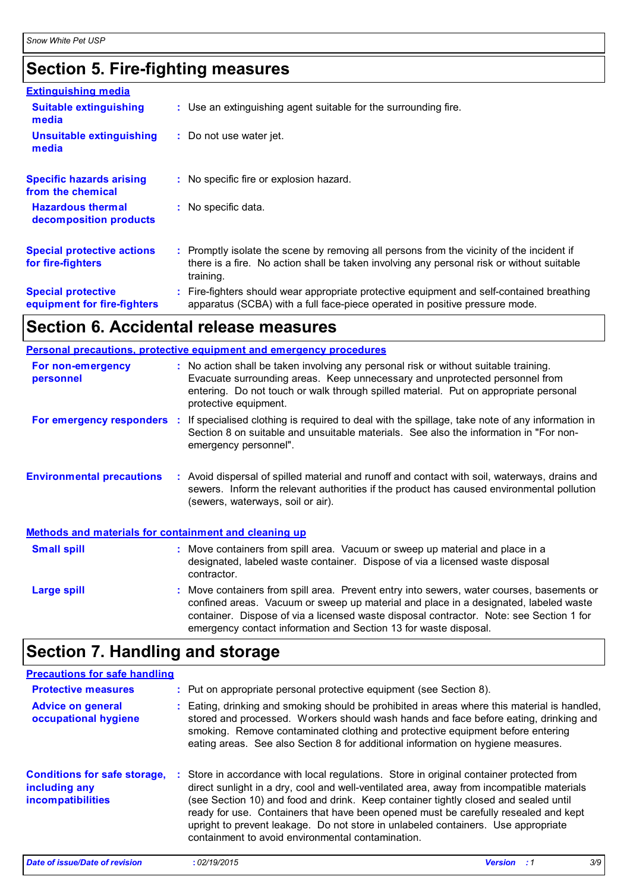# Section 5. Fire-fighting measures

**Extinguishing media**

| | |
|---|---|
| **Suitable extinguishing media** | : Use an extinguishing agent suitable for the surrounding fire. |
| **Unsuitable extinguishing media** | : Do not use water jet. |
| **Specific hazards arising from the chemical** | : No specific fire or explosion hazard. |
| **Hazardous thermal decomposition products** | : No specific data. |
| **Special protective actions for fire-fighters** | : Promptly isolate the scene by removing all persons from the vicinity of the incident if there is a fire. No action shall be taken involving any personal risk or without suitable training. |
| **Special protective equipment for fire-fighters** | : Fire-fighters should wear appropriate protective equipment and self-contained breathing apparatus (SCBA) with a full face-piece operated in positive pressure mode. |

# Section 6. Accidental release measures

**Personal precautions, protective equipment and emergency procedures**

| | |
|---|---|
| **For non-emergency personnel** | : No action shall be taken involving any personal risk or without suitable training. Evacuate surrounding areas. Keep unnecessary and unprotected personnel from entering. Do not touch or walk through spilled material. Put on appropriate personal protective equipment. |
| **For emergency responders** | : If specialised clothing is required to deal with the spillage, take note of any information in Section 8 on suitable and unsuitable materials. See also the information in "For non-emergency personnel". |
| **Environmental precautions** | : Avoid dispersal of spilled material and runoff and contact with soil, waterways, drains and sewers. Inform the relevant authorities if the product has caused environmental pollution (sewers, waterways, soil or air). |

**Methods and materials for containment and cleaning up**

| | |
|---|---|
| **Small spill** | : Move containers from spill area. Vacuum or sweep up material and place in a designated, labeled waste container. Dispose of via a licensed waste disposal contractor. |
| **Large spill** | : Move containers from spill area. Prevent entry into sewers, water courses, basements or confined areas. Vacuum or sweep up material and place in a designated, labeled waste container. Dispose of via a licensed waste disposal contractor. Note: see Section 1 for emergency contact information and Section 13 for waste disposal. |

# Section 7. Handling and storage

**Precautions for safe handling**

| | |
|---|---|
| **Protective measures** | : Put on appropriate personal protective equipment (see Section 8). |
| **Advice on general occupational hygiene** | : Eating, drinking and smoking should be prohibited in areas where this material is handled, stored and processed. Workers should wash hands and face before eating, drinking and smoking. Remove contaminated clothing and protective equipment before entering eating areas. See also Section 8 for additional information on hygiene measures. |
| **Conditions for safe storage, including any incompatibilities** | : Store in accordance with local regulations. Store in original container protected from direct sunlight in a dry, cool and well-ventilated area, away from incompatible materials (see Section 10) and food and drink. Keep container tightly closed and sealed until ready for use. Containers that have been opened must be carefully resealed and kept upright to prevent leakage. Do not store in unlabeled containers. Use appropriate containment to avoid environmental contamination. |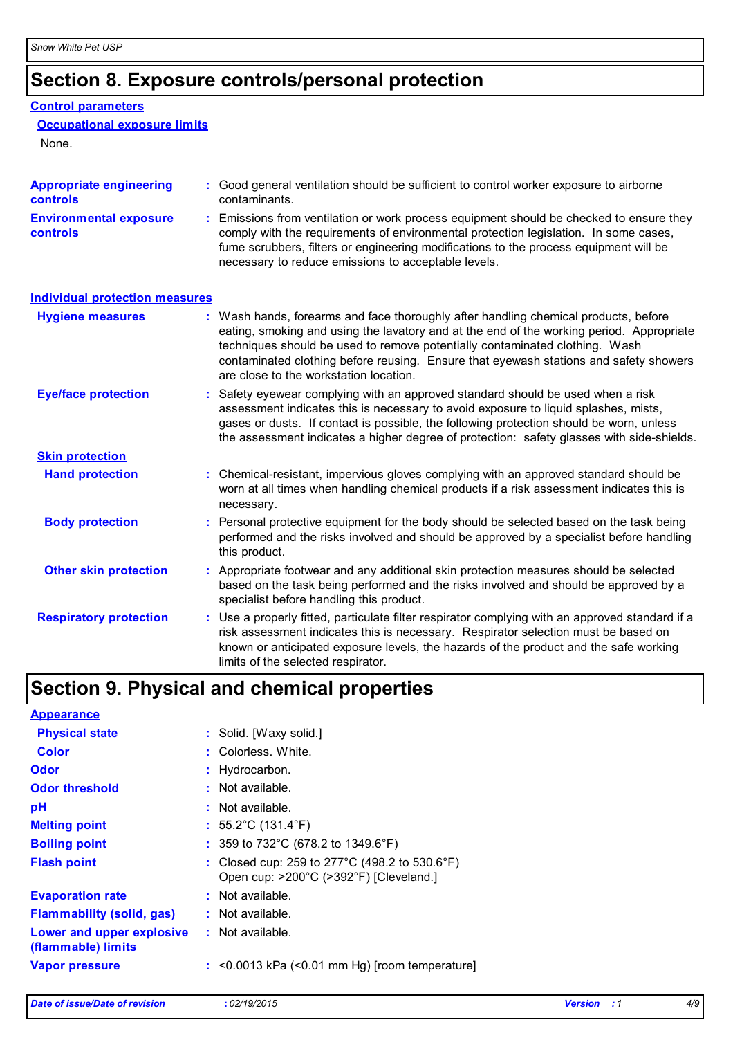## Section 8. Exposure controls/personal protection

### Control parameters

#### Occupational exposure limits

None.

**Appropriate engineering controls** : Good general ventilation should be sufficient to control worker exposure to airborne contaminants.

**Environmental exposure controls** : Emissions from ventilation or work process equipment should be checked to ensure they comply with the requirements of environmental protection legislation. In some cases, fume scrubbers, filters or engineering modifications to the process equipment will be necessary to reduce emissions to acceptable levels.

### Individual protection measures

**Hygiene measures** : Wash hands, forearms and face thoroughly after handling chemical products, before eating, smoking and using the lavatory and at the end of the working period. Appropriate techniques should be used to remove potentially contaminated clothing. Wash contaminated clothing before reusing. Ensure that eyewash stations and safety showers are close to the workstation location.

**Eye/face protection** : Safety eyewear complying with an approved standard should be used when a risk assessment indicates this is necessary to avoid exposure to liquid splashes, mists, gases or dusts. If contact is possible, the following protection should be worn, unless the assessment indicates a higher degree of protection: safety glasses with side-shields.

#### Skin protection

**Hand protection** : Chemical-resistant, impervious gloves complying with an approved standard should be worn at all times when handling chemical products if a risk assessment indicates this is necessary.

**Body protection** : Personal protective equipment for the body should be selected based on the task being performed and the risks involved and should be approved by a specialist before handling this product.

**Other skin protection** : Appropriate footwear and any additional skin protection measures should be selected based on the task being performed and the risks involved and should be approved by a specialist before handling this product.

**Respiratory protection** : Use a properly fitted, particulate filter respirator complying with an approved standard if a risk assessment indicates this is necessary. Respirator selection must be based on known or anticipated exposure levels, the hazards of the product and the safe working limits of the selected respirator.

## Section 9. Physical and chemical properties

### Appearance

**Physical state** : Solid. [Waxy solid.]

**Color** : Colorless. White.

**Odor** : Hydrocarbon.

**Odor threshold** : Not available.

**pH** : Not available.

**Melting point** : 55.2°C (131.4°F)

**Boiling point** : 359 to 732°C (678.2 to 1349.6°F)

**Flash point** : Closed cup: 259 to 277°C (498.2 to 530.6°F)
Open cup: >200°C (>392°F) [Cleveland.]

**Evaporation rate** : Not available.

**Flammability (solid, gas)** : Not available.

**Lower and upper explosive (flammable) limits** : Not available.

**Vapor pressure** : <0.0013 kPa (<0.01 mm Hg) [room temperature]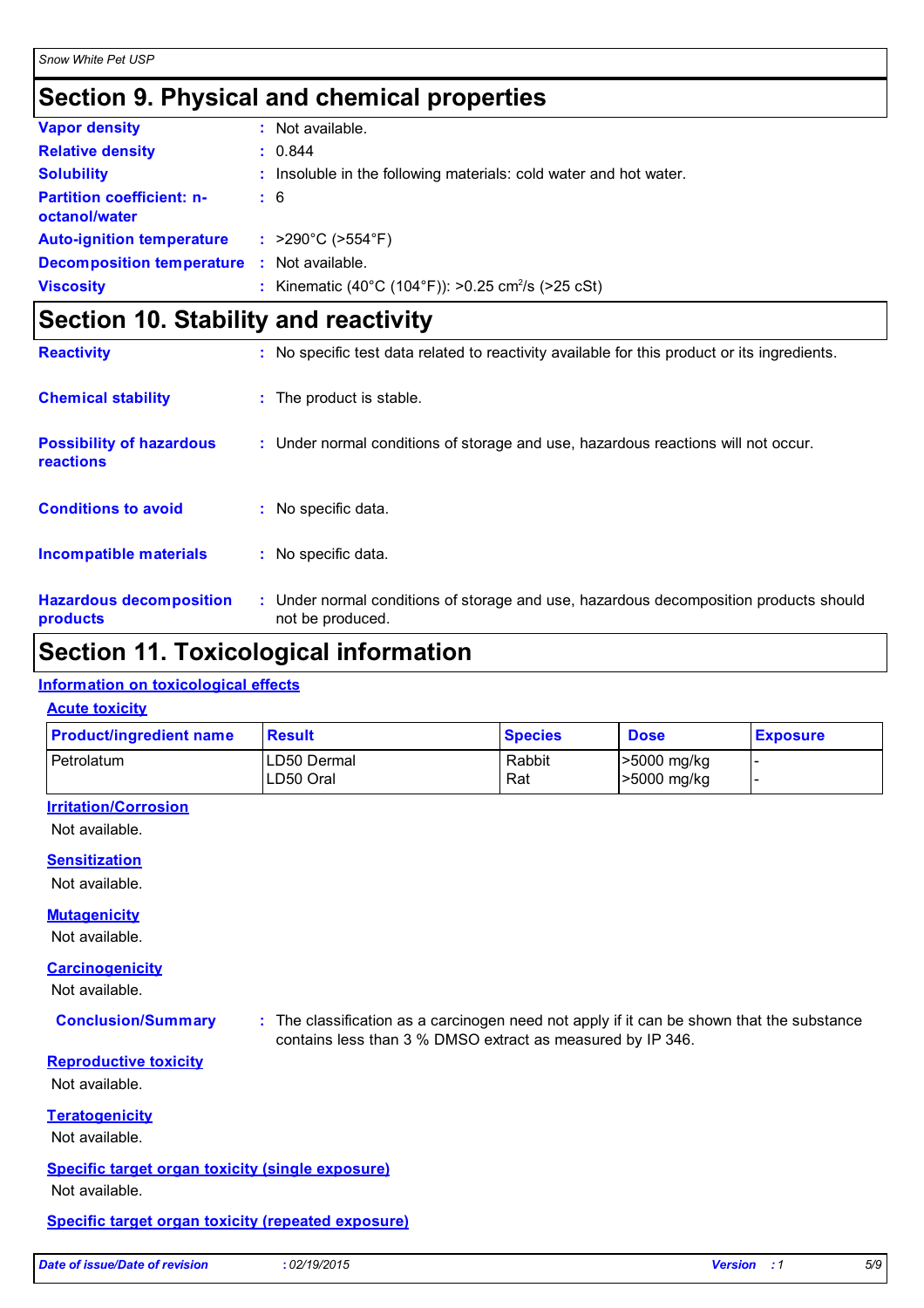## Section 9. Physical and chemical properties

**Vapor density** : Not available.

**Relative density** : 0.844

**Solubility** : Insoluble in the following materials: cold water and hot water.

**Partition coefficient: n-octanol/water** : 6

**Auto-ignition temperature** : >290°C (>554°F)

**Decomposition temperature** : Not available.

**Viscosity** : Kinematic (40°C (104°F)): >0.25 $cm^2/s$ (>25 cSt)

## Section 10. Stability and reactivity

**Reactivity** : No specific test data related to reactivity available for this product or its ingredients.

**Chemical stability** : The product is stable.

**Possibility of hazardous reactions** : Under normal conditions of storage and use, hazardous reactions will not occur.

**Conditions to avoid** : No specific data.

**Incompatible materials** : No specific data.

**Hazardous decomposition products** : Under normal conditions of storage and use, hazardous decomposition products should not be produced.

## Section 11. Toxicological information

### Information on toxicological effects

#### Acute toxicity

| Product/ingredient name | Result | Species | Dose | Exposure |
|---|---|---|---|---|
| Petrolatum | LD50 Dermal<br>LD50 Oral | Rabbit<br>Rat | >5000 mg/kg<br>>5000 mg/kg | -<br>- |

#### Irritation/Corrosion

Not available.

#### Sensitization

Not available.

#### Mutagenicity

Not available.

#### Carcinogenicity

Not available.

**Conclusion/Summary** : The classification as a carcinogen need not apply if it can be shown that the substance contains less than 3 % DMSO extract as measured by IP 346.

#### Reproductive toxicity

Not available.

#### Teratogenicity

Not available.

#### Specific target organ toxicity (single exposure)

Not available.

#### Specific target organ toxicity (repeated exposure)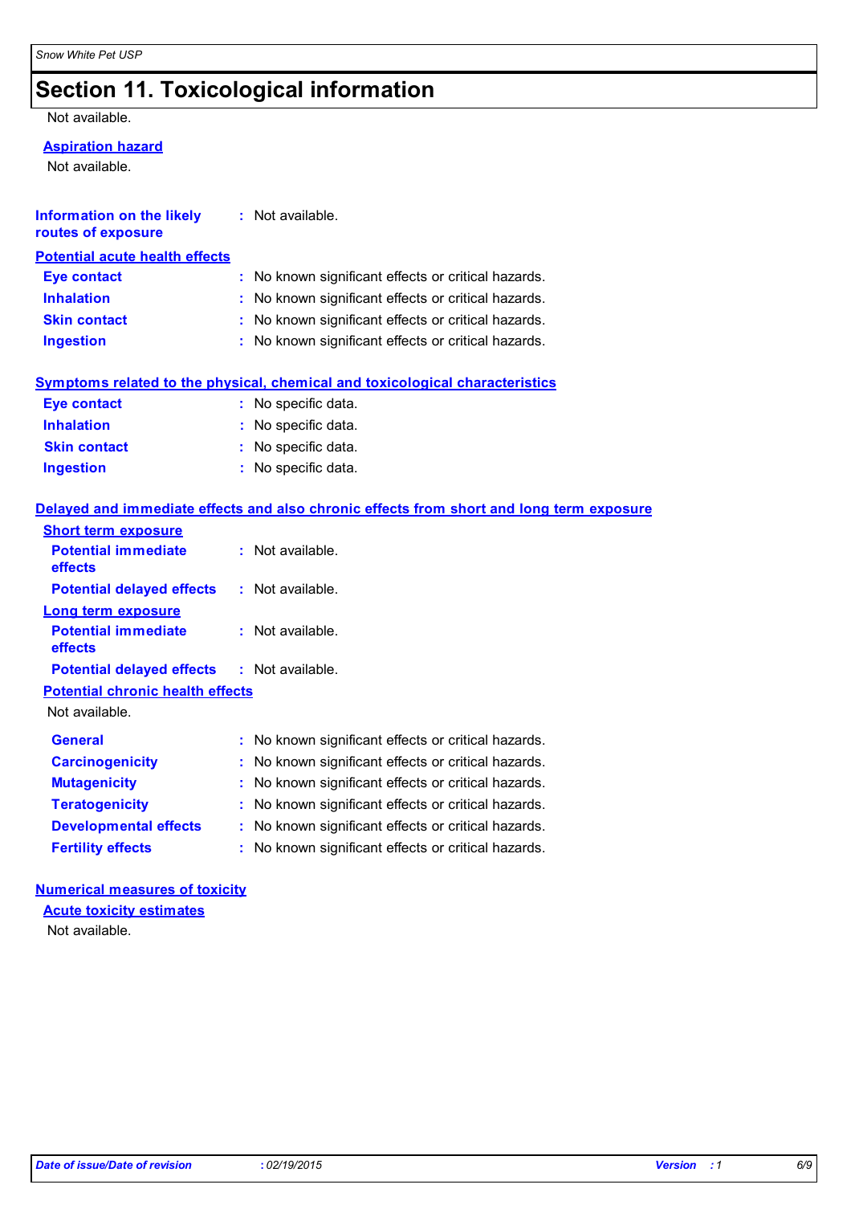# Section 11. Toxicological information

Not available.

**Aspiration hazard**

Not available.

**Information on the likely routes of exposure** : Not available.

**Potential acute health effects**

**Eye contact** : No known significant effects or critical hazards.
**Inhalation** : No known significant effects or critical hazards.
**Skin contact** : No known significant effects or critical hazards.
**Ingestion** : No known significant effects or critical hazards.

**Symptoms related to the physical, chemical and toxicological characteristics**

**Eye contact** : No specific data.
**Inhalation** : No specific data.
**Skin contact** : No specific data.
**Ingestion** : No specific data.

**Delayed and immediate effects and also chronic effects from short and long term exposure**

**Short term exposure**

**Potential immediate effects** : Not available.
**Potential delayed effects** : Not available.

**Long term exposure**

**Potential immediate effects** : Not available.
**Potential delayed effects** : Not available.

**Potential chronic health effects**

Not available.

**General** : No known significant effects or critical hazards.
**Carcinogenicity** : No known significant effects or critical hazards.
**Mutagenicity** : No known significant effects or critical hazards.
**Teratogenicity** : No known significant effects or critical hazards.
**Developmental effects** : No known significant effects or critical hazards.
**Fertility effects** : No known significant effects or critical hazards.

**Numerical measures of toxicity**

**Acute toxicity estimates**

Not available.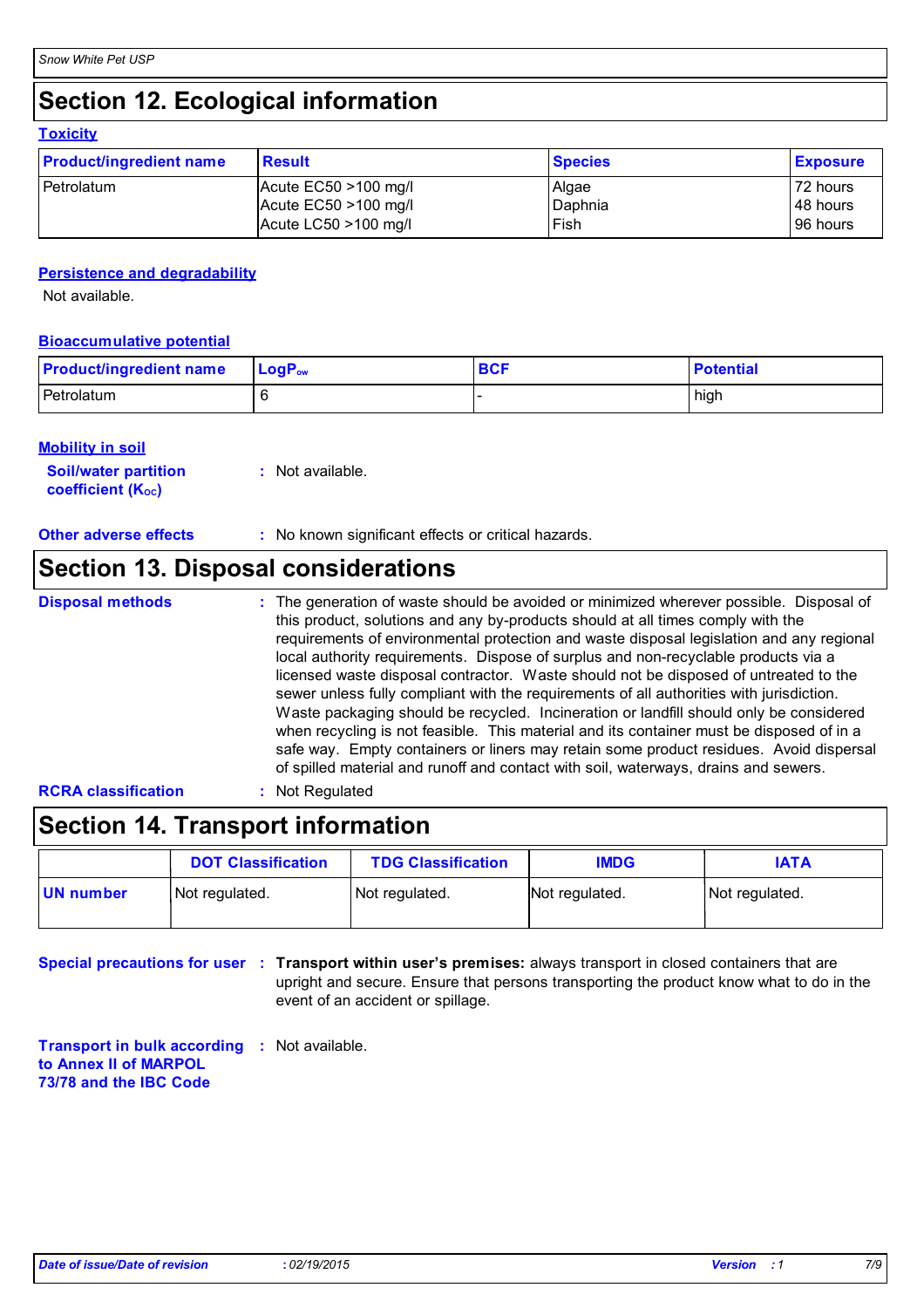## Section 12. Ecological information

### Toxicity

| Product/ingredient name | Result | Species | Exposure |
|---|---|---|---|
| Petrolatum | Acute EC50 >100 mg/l<br>Acute EC50 >100 mg/l<br>Acute LC50 >100 mg/l | Algae<br>Daphnia<br>Fish | 72 hours<br>48 hours<br>96 hours |

### Persistence and degradability

Not available.

### Bioaccumulative potential

| Product/ingredient name | $LogP_{ow}$ | BCF | Potential |
|---|---|---|---|
| Petrolatum | 6 | - | high |

### Mobility in soil

**Soil/water partition coefficient ($K_{OC}$)** : Not available.

**Other adverse effects** : No known significant effects or critical hazards.

## Section 13. Disposal considerations

**Disposal methods** : The generation of waste should be avoided or minimized wherever possible. Disposal of this product, solutions and any by-products should at all times comply with the requirements of environmental protection and waste disposal legislation and any regional local authority requirements. Dispose of surplus and non-recyclable products via a licensed waste disposal contractor. Waste should not be disposed of untreated to the sewer unless fully compliant with the requirements of all authorities with jurisdiction. Waste packaging should be recycled. Incineration or landfill should only be considered when recycling is not feasible. This material and its container must be disposed of in a safe way. Empty containers or liners may retain some product residues. Avoid dispersal of spilled material and runoff and contact with soil, waterways, drains and sewers.

**RCRA classification** : Not Regulated

## Section 14. Transport information

| | DOT Classification | TDG Classification | IMDG | IATA |
|---|---|---|---|---|
| UN number | Not regulated. | Not regulated. | Not regulated. | Not regulated. |

**Special precautions for user** : **Transport within user's premises:** always transport in closed containers that are upright and secure. Ensure that persons transporting the product know what to do in the event of an accident or spillage.

**Transport in bulk according to Annex II of MARPOL 73/78 and the IBC Code** : Not available.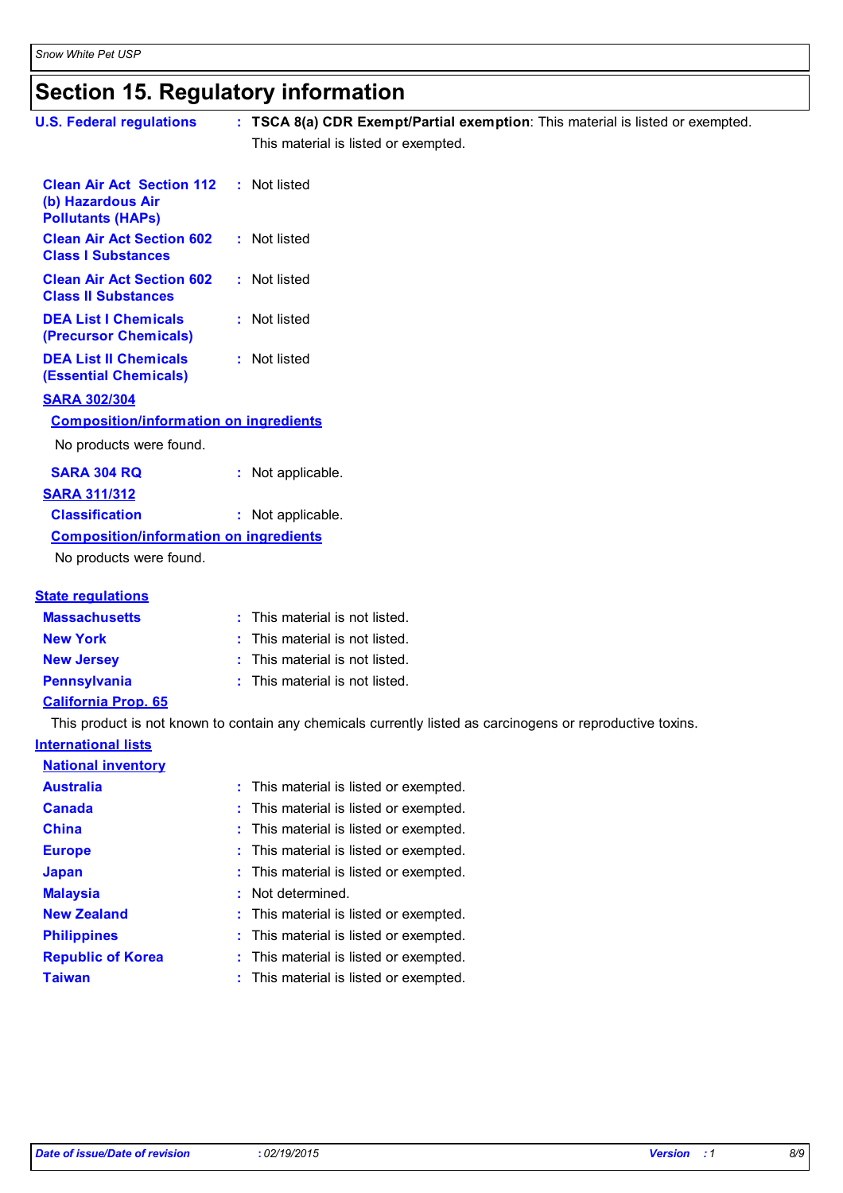# Section 15. Regulatory information

**U.S. Federal regulations** : **TSCA 8(a) CDR Exempt/Partial exemption**: This material is listed or exempted.

This material is listed or exempted.

**Clean Air Act Section 112 (b) Hazardous Air Pollutants (HAPs)** : Not listed

**Clean Air Act Section 602 Class I Substances** : Not listed

**Clean Air Act Section 602 Class II Substances** : Not listed

**DEA List I Chemicals (Precursor Chemicals)** : Not listed

**DEA List II Chemicals (Essential Chemicals)** : Not listed

**SARA 302/304**

**Composition/information on ingredients**

No products were found.

**SARA 304 RQ** : Not applicable.

**SARA 311/312**

**Classification** : Not applicable.

**Composition/information on ingredients**

No products were found.

**State regulations**

**Massachusetts** : This material is not listed.

**New York** : This material is not listed.

**New Jersey** : This material is not listed.

**Pennsylvania** : This material is not listed.

**California Prop. 65**

This product is not known to contain any chemicals currently listed as carcinogens or reproductive toxins.

**International lists**

**National inventory**

**Australia** : This material is listed or exempted.

**Canada** : This material is listed or exempted.

**China** : This material is listed or exempted.

**Europe** : This material is listed or exempted.

**Japan** : This material is listed or exempted.

**Malaysia** : Not determined.

**New Zealand** : This material is listed or exempted.

**Philippines** : This material is listed or exempted.

**Republic of Korea** : This material is listed or exempted.

**Taiwan** : This material is listed or exempted.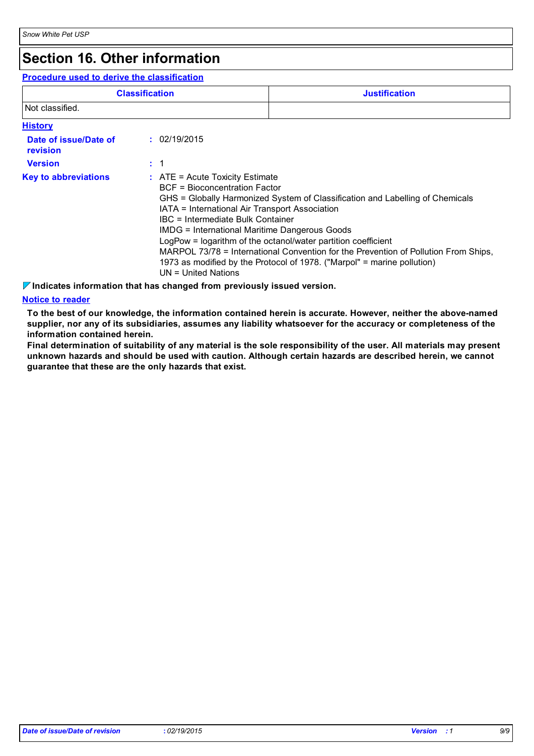# Section 16. Other information

**Procedure used to derive the classification**

| Classification | Justification |
| --- | --- |
| Not classified. | |

**History**

**Date of issue/Date of revision** : 02/19/2015

**Version** : 1

**Key to abbreviations** :
ATE = Acute Toxicity Estimate
BCF = Bioconcentration Factor
GHS = Globally Harmonized System of Classification and Labelling of Chemicals
IATA = International Air Transport Association
IBC = Intermediate Bulk Container
IMDG = International Maritime Dangerous Goods
LogPow = logarithm of the octanol/water partition coefficient
MARPOL 73/78 = International Convention for the Prevention of Pollution From Ships, 1973 as modified by the Protocol of 1978. ("Marpol" = marine pollution)
UN = United Nations

**Indicates information that has changed from previously issued version.**

**Notice to reader**

**To the best of our knowledge, the information contained herein is accurate. However, neither the above-named supplier, nor any of its subsidiaries, assumes any liability whatsoever for the accuracy or completeness of the information contained herein.**

**Final determination of suitability of any material is the sole responsibility of the user. All materials may present unknown hazards and should be used with caution. Although certain hazards are described herein, we cannot guarantee that these are the only hazards that exist.**